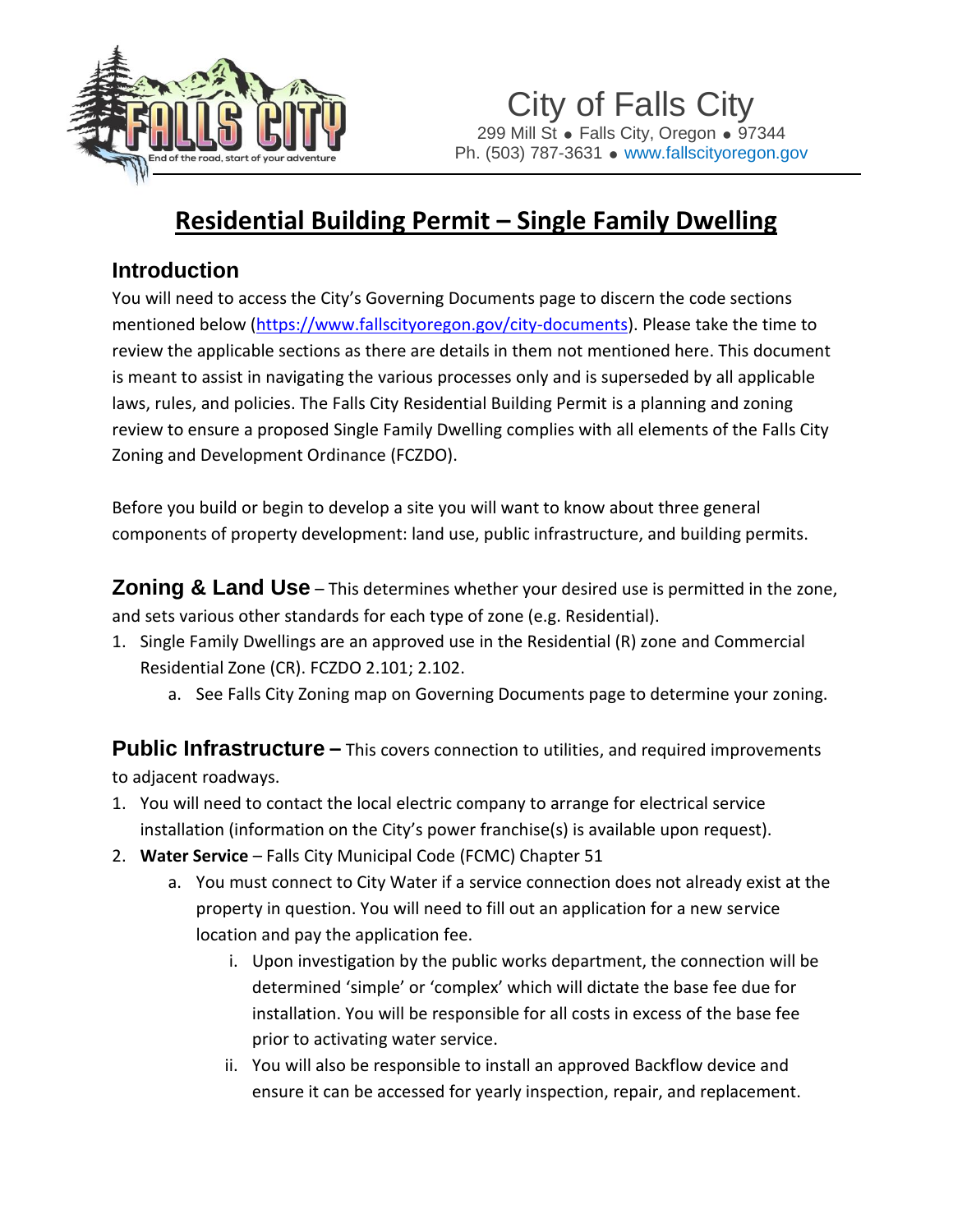# City of Falls City

299 Mill St • Falls City, Oregon • 97344
Ph. (503) 787-3631 • www.fallscityoregon.gov

## Residential Building Permit – Single Family Dwelling

### Introduction

You will need to access the City's Governing Documents page to discern the code sections mentioned below (https://www.fallscityoregon.gov/city-documents). Please take the time to review the applicable sections as there are details in them not mentioned here. This document is meant to assist in navigating the various processes only and is superseded by all applicable laws, rules, and policies. The Falls City Residential Building Permit is a planning and zoning review to ensure a proposed Single Family Dwelling complies with all elements of the Falls City Zoning and Development Ordinance (FCZDO).

Before you build or begin to develop a site you will want to know about three general components of property development: land use, public infrastructure, and building permits.

**Zoning & Land Use** – This determines whether your desired use is permitted in the zone, and sets various other standards for each type of zone (e.g. Residential).

1. Single Family Dwellings are an approved use in the Residential (R) zone and Commercial Residential Zone (CR). FCZDO 2.101; 2.102.
    a. See Falls City Zoning map on Governing Documents page to determine your zoning.

**Public Infrastructure** – This covers connection to utilities, and required improvements to adjacent roadways.

1. You will need to contact the local electric company to arrange for electrical service installation (information on the City's power franchise(s) is available upon request).
2. **Water Service** – Falls City Municipal Code (FCMC) Chapter 51
    a. You must connect to City Water if a service connection does not already exist at the property in question. You will need to fill out an application for a new service location and pay the application fee.
        i. Upon investigation by the public works department, the connection will be determined 'simple' or 'complex' which will dictate the base fee due for installation. You will be responsible for all costs in excess of the base fee prior to activating water service.
        ii. You will also be responsible to install an approved Backflow device and ensure it can be accessed for yearly inspection, repair, and replacement.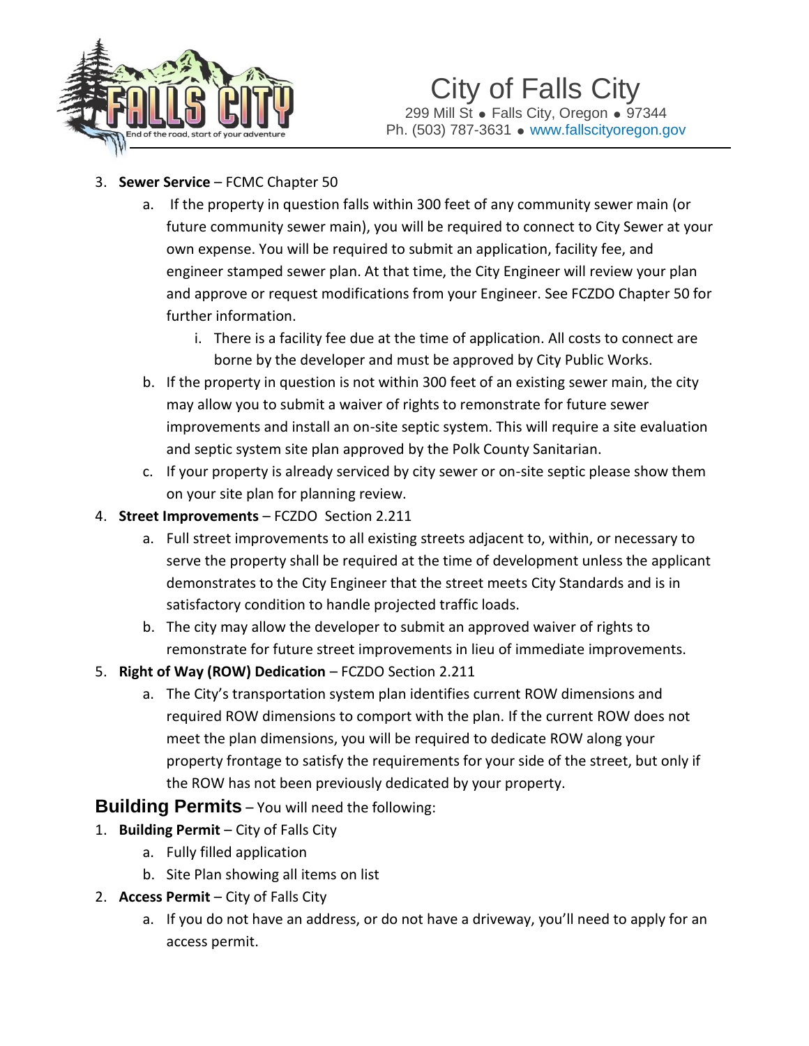3. **Sewer Service** – FCMC Chapter 50
   a. If the property in question falls within 300 feet of any community sewer main (or future community sewer main), you will be required to connect to City Sewer at your own expense. You will be required to submit an application, facility fee, and engineer stamped sewer plan. At that time, the City Engineer will review your plan and approve or request modifications from your Engineer. See FCZDO Chapter 50 for further information.
      i. There is a facility fee due at the time of application. All costs to connect are borne by the developer and must be approved by City Public Works.
   b. If the property in question is not within 300 feet of an existing sewer main, the city may allow you to submit a waiver of rights to remonstrate for future sewer improvements and install an on-site septic system. This will require a site evaluation and septic system site plan approved by the Polk County Sanitarian.
   c. If your property is already serviced by city sewer or on-site septic please show them on your site plan for planning review.
4. **Street Improvements** – FCZDO Section 2.211
   a. Full street improvements to all existing streets adjacent to, within, or necessary to serve the property shall be required at the time of development unless the applicant demonstrates to the City Engineer that the street meets City Standards and is in satisfactory condition to handle projected traffic loads.
   b. The city may allow the developer to submit an approved waiver of rights to remonstrate for future street improvements in lieu of immediate improvements.
5. **Right of Way (ROW) Dedication** – FCZDO Section 2.211
   a. The City's transportation system plan identifies current ROW dimensions and required ROW dimensions to comport with the plan. If the current ROW does not meet the plan dimensions, you will be required to dedicate ROW along your property frontage to satisfy the requirements for your side of the street, but only if the ROW has not been previously dedicated by your property.

## Building Permits – You will need the following:

1. **Building Permit** – City of Falls City
   a. Fully filled application
   b. Site Plan showing all items on list
2. **Access Permit** – City of Falls City
   a. If you do not have an address, or do not have a driveway, you'll need to apply for an access permit.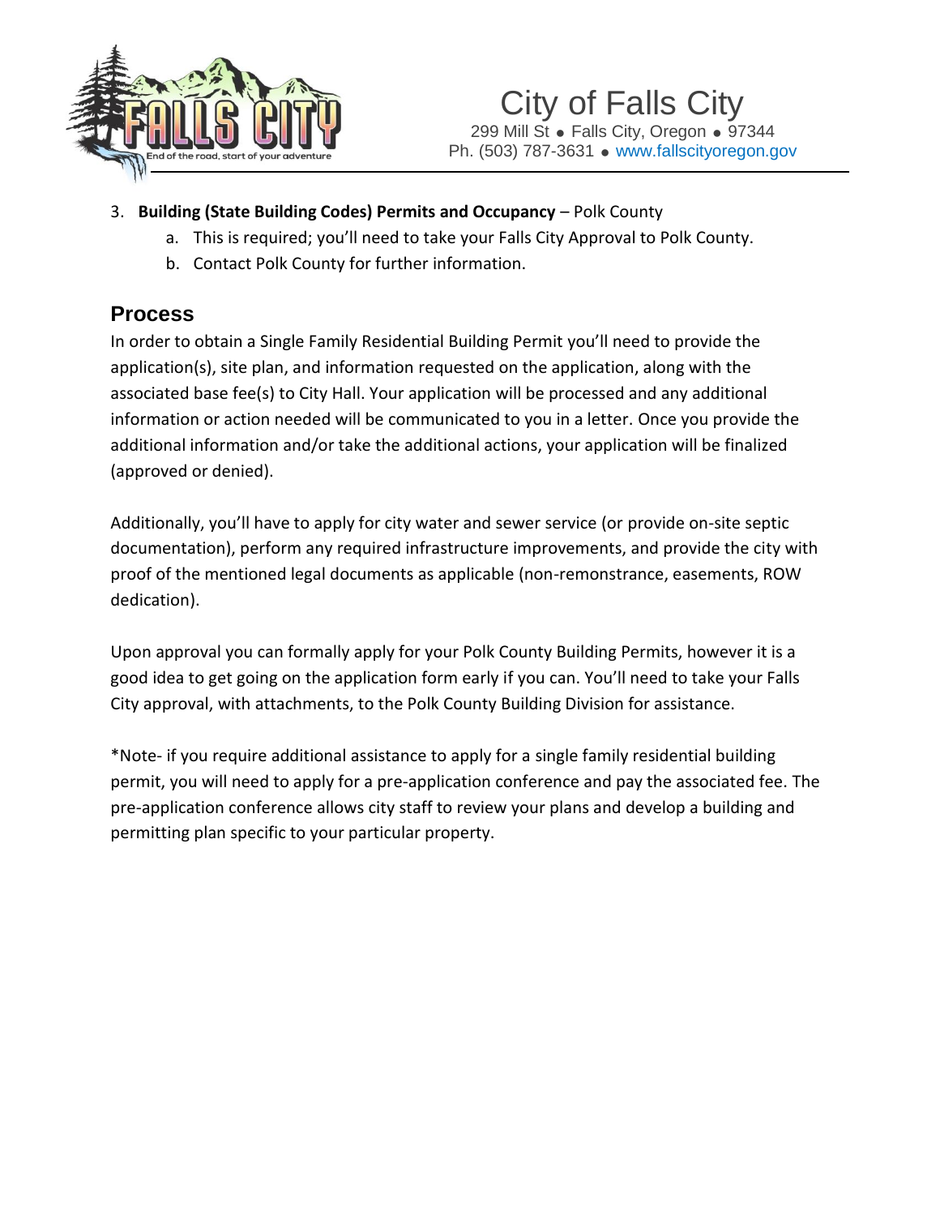3. **Building (State Building Codes) Permits and Occupancy** – Polk County
    a. This is required; you'll need to take your Falls City Approval to Polk County.
    b. Contact Polk County for further information.

## Process

In order to obtain a Single Family Residential Building Permit you'll need to provide the application(s), site plan, and information requested on the application, along with the associated base fee(s) to City Hall. Your application will be processed and any additional information or action needed will be communicated to you in a letter. Once you provide the additional information and/or take the additional actions, your application will be finalized (approved or denied).

Additionally, you'll have to apply for city water and sewer service (or provide on-site septic documentation), perform any required infrastructure improvements, and provide the city with proof of the mentioned legal documents as applicable (non-remonstrance, easements, ROW dedication).

Upon approval you can formally apply for your Polk County Building Permits, however it is a good idea to get going on the application form early if you can. You'll need to take your Falls City approval, with attachments, to the Polk County Building Division for assistance.

*Note- if you require additional assistance to apply for a single family residential building permit, you will need to apply for a pre-application conference and pay the associated fee. The pre-application conference allows city staff to review your plans and develop a building and permitting plan specific to your particular property.